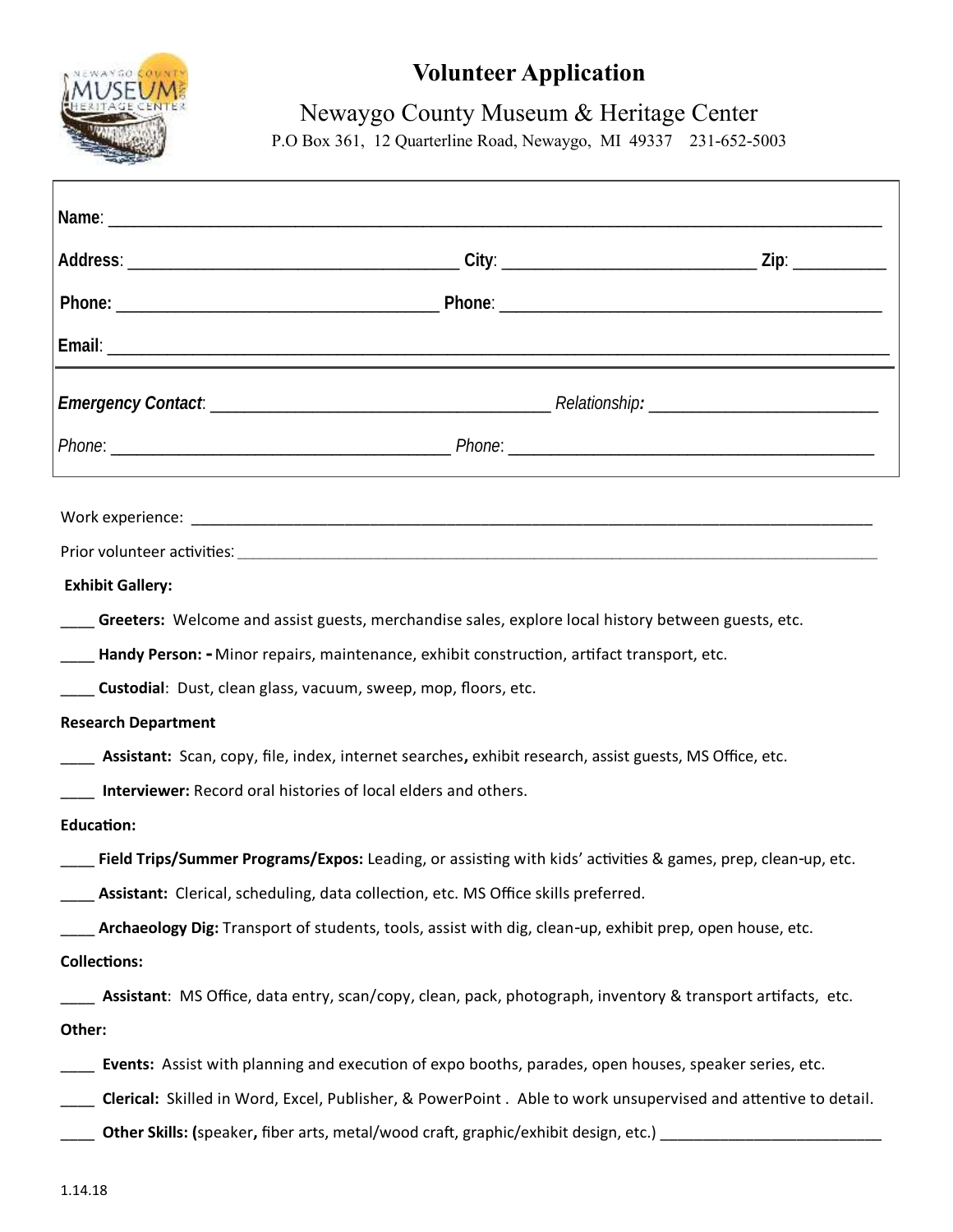# Volunteer Application

## Newaygo County Museum & Heritage Center

P.O Box 361, 12 Quarterline Road, Newaygo, MI 49337 231-652-5003

**Name**: ______________________________________________________________________________

**Address**: ____________________________________ **City**: ___________________________ **Zip**: _________

**Phone**: ___________________________________ **Phone**: ________________________________________

**Email**: ______________________________________________________________________________

***Emergency Contact***: ____________________________________ *Relationship:* _______________________

*Phone*: ____________________________________ *Phone*: ________________________________________

Work experience: ___________________________________________________________________________

Prior volunteer activities: ___________________________________________________________________

**Exhibit Gallery:**

____ **Greeters:** Welcome and assist guests, merchandise sales, explore local history between guests, etc.

____ **Handy Person: -** Minor repairs, maintenance, exhibit construction, artifact transport, etc.

____ **Custodial**: Dust, clean glass, vacuum, sweep, mop, floors, etc.

**Research Department**

____ **Assistant:** Scan, copy, file, index, internet searches**,** exhibit research, assist guests, MS Office, etc.

____ **Interviewer:** Record oral histories of local elders and others.

**Education:**

____ **Field Trips/Summer Programs/Expos:** Leading, or assisting with kids' activities & games, prep, clean-up, etc.

____ **Assistant:** Clerical, scheduling, data collection, etc. MS Office skills preferred.

____ **Archaeology Dig:** Transport of students, tools, assist with dig, clean-up, exhibit prep, open house, etc.

**Collections:**

____ **Assistant**: MS Office, data entry, scan/copy, clean, pack, photograph, inventory & transport artifacts, etc.

**Other:**

____ **Events:** Assist with planning and execution of expo booths, parades, open houses, speaker series, etc.

____ **Clerical:** Skilled in Word, Excel, Publisher, & PowerPoint . Able to work unsupervised and attentive to detail.

____ **Other Skills: (**speaker**,** fiber arts, metal/wood craft, graphic/exhibit design, etc.) _________________________

1.14.18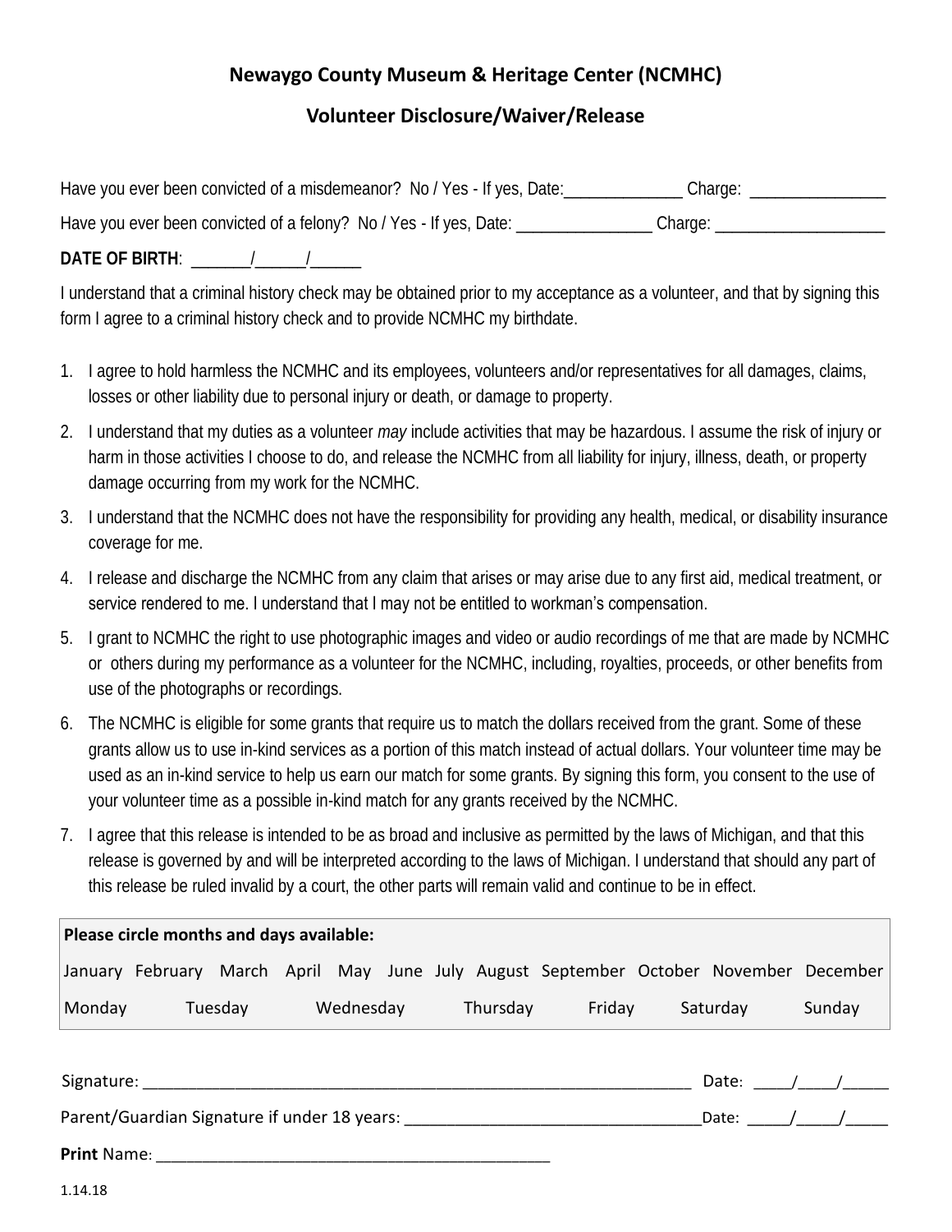## Newaygo County Museum & Heritage Center (NCMHC)

## Volunteer Disclosure/Waiver/Release

Have you ever been convicted of a misdemeanor? No / Yes - If yes, Date:______________ Charge: ________________

Have you ever been convicted of a felony? No / Yes - If yes, Date: ________________ Charge: ____________________

**DATE OF BIRTH**: _______/______/______

I understand that a criminal history check may be obtained prior to my acceptance as a volunteer, and that by signing this form I agree to a criminal history check and to provide NCMHC my birthdate.

1. I agree to hold harmless the NCMHC and its employees, volunteers and/or representatives for all damages, claims, losses or other liability due to personal injury or death, or damage to property.
2. I understand that my duties as a volunteer *may* include activities that may be hazardous. I assume the risk of injury or harm in those activities I choose to do, and release the NCMHC from all liability for injury, illness, death, or property damage occurring from my work for the NCMHC.
3. I understand that the NCMHC does not have the responsibility for providing any health, medical, or disability insurance coverage for me.
4. I release and discharge the NCMHC from any claim that arises or may arise due to any first aid, medical treatment, or service rendered to me. I understand that I may not be entitled to workman's compensation.
5. I grant to NCMHC the right to use photographic images and video or audio recordings of me that are made by NCMHC or others during my performance as a volunteer for the NCMHC, including, royalties, proceeds, or other benefits from use of the photographs or recordings.
6. The NCMHC is eligible for some grants that require us to match the dollars received from the grant. Some of these grants allow us to use in-kind services as a portion of this match instead of actual dollars. Your volunteer time may be used as an in-kind service to help us earn our match for some grants. By signing this form, you consent to the use of your volunteer time as a possible in-kind match for any grants received by the NCMHC.
7. I agree that this release is intended to be as broad and inclusive as permitted by the laws of Michigan, and that this release is governed by and will be interpreted according to the laws of Michigan. I understand that should any part of this release be ruled invalid by a court, the other parts will remain valid and continue to be in effect.

**Please circle months and days available:**

January February March April May June July August September October November December

Monday Tuesday Wednesday Thursday Friday Saturday Sunday

Signature: ________________________________________________________________ Date: ____/____/_____

Parent/Guardian Signature if under 18 years: _________________________________Date: _____/_____/_____

**Print** Name: _______________________________________________

1.14.18